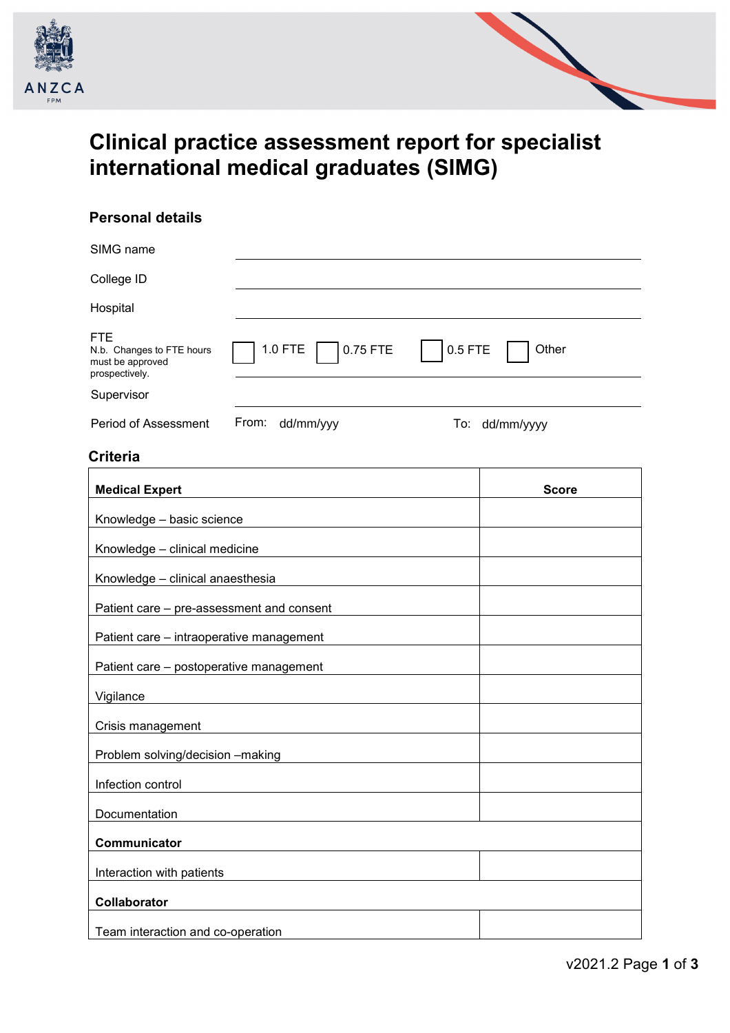# Clinical practice assessment report for specialist international medical graduates (SIMG)

## Personal details

| | |
|---|---|
| SIMG name | |
| College ID | |
| Hospital | |
| FTE<br>N.b. Changes to FTE hours must be approved prospectively. | ☐ 1.0 FTE ☐ 0.75 FTE ☐ 0.5 FTE ☐ Other |
| Supervisor | |
| Period of Assessment | From: dd/mm/yyy To: dd/mm/yyyy |

## Criteria

| **Medical Expert** | **Score** |
|---|---|
| Knowledge – basic science | |
| Knowledge – clinical medicine | |
| Knowledge – clinical anaesthesia | |
| Patient care – pre-assessment and consent | |
| Patient care – intraoperative management | |
| Patient care – postoperative management | |
| Vigilance | |
| Crisis management | |
| Problem solving/decision –making | |
| Infection control | |
| Documentation | |
| **Communicator** | |
| Interaction with patients | |
| **Collaborator** | |
| Team interaction and co-operation | |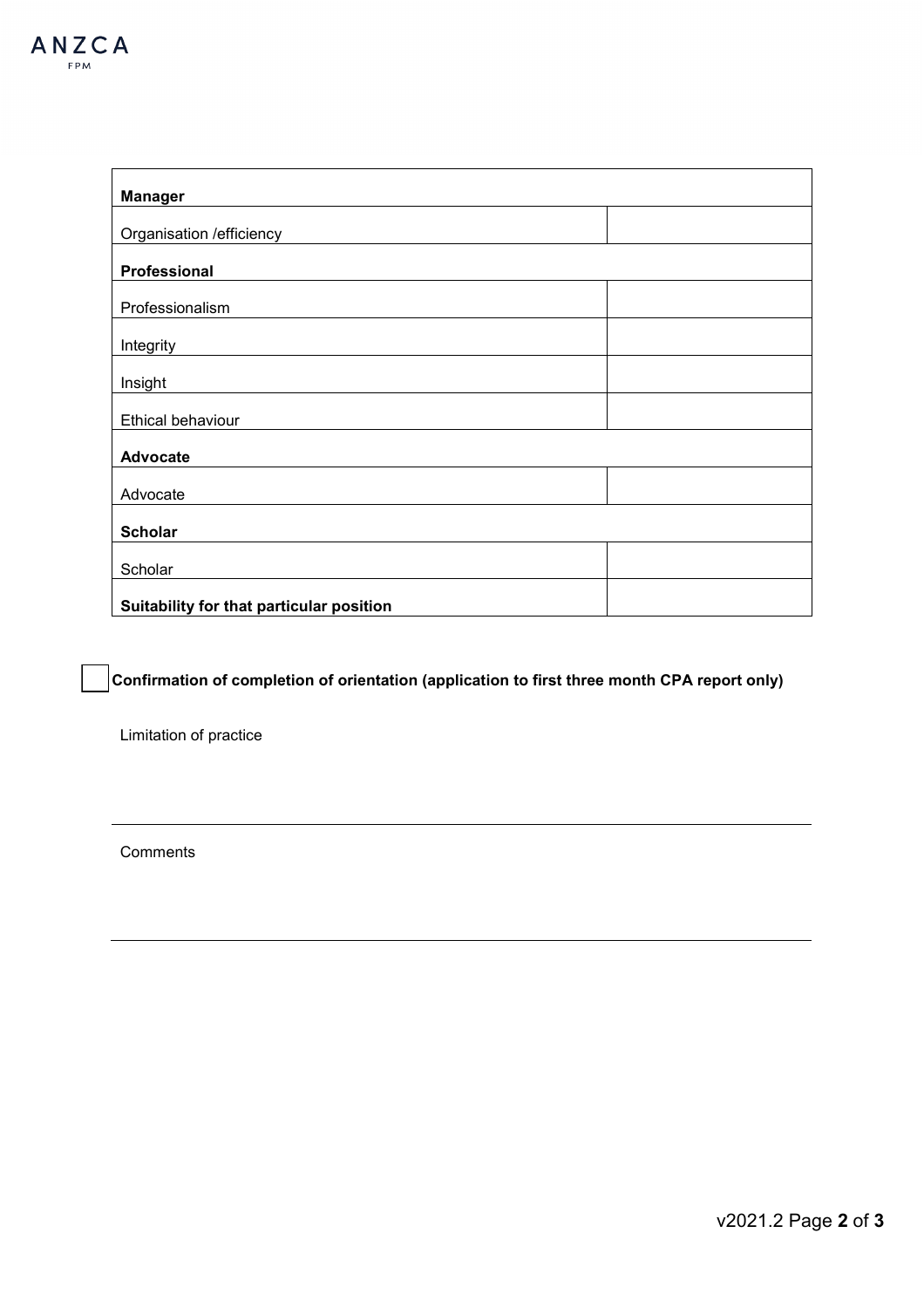| Manager | |
|---|---|
| Organisation /efficiency | |
| **Professional** | |
| Professionalism | |
| Integrity | |
| Insight | |
| Ethical behaviour | |
| **Advocate** | |
| Advocate | |
| **Scholar** | |
| Scholar | |
| **Suitability for that particular position** | |

☐ **Confirmation of completion of orientation (application to first three month CPA report only)**

Limitation of practice

---

Comments

---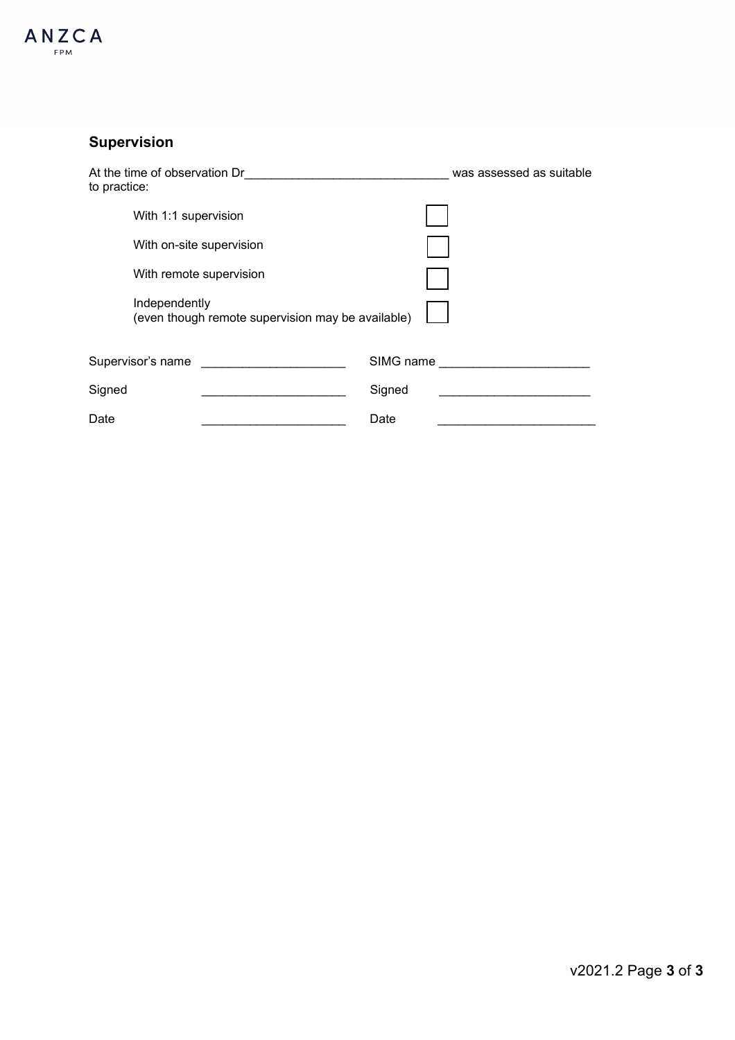## Supervision

At the time of observation Dr______________________________ was assessed as suitable to practice:

| | |
|---|---|
| With 1:1 supervision | ☐ |
| With on-site supervision | ☐ |
| With remote supervision | ☐ |
| Independently (even though remote supervision may be available) | ☐ |

| | | | |
|---|---|---|---|
| Supervisor's name | ______________________ | SIMG name | ______________________ |
| Signed | ______________________ | Signed | ______________________ |
| Date | ______________________ | Date | ______________________ |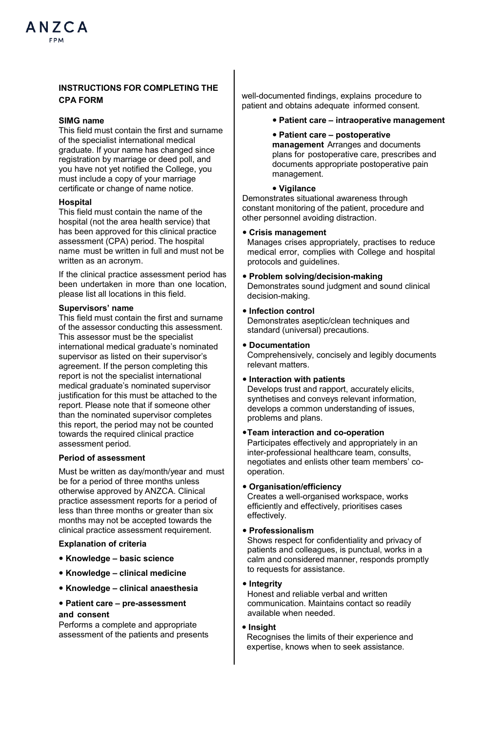## INSTRUCTIONS FOR COMPLETING THE CPA FORM

**SIMG name**

This field must contain the first and surname of the specialist international medical graduate. If your name has changed since registration by marriage or deed poll, and you have not yet notified the College, you must include a copy of your marriage certificate or change of name notice.

**Hospital**

This field must contain the name of the hospital (not the area health service) that has been approved for this clinical practice assessment (CPA) period. The hospital name must be written in full and must not be written as an acronym.

If the clinical practice assessment period has been undertaken in more than one location, please list all locations in this field.

**Supervisors' name**

This field must contain the first and surname of the assessor conducting this assessment. This assessor must be the specialist international medical graduate's nominated supervisor as listed on their supervisor's agreement. If the person completing this report is not the specialist international medical graduate's nominated supervisor justification for this must be attached to the report. Please note that if someone other than the nominated supervisor completes this report, the period may not be counted towards the required clinical practice assessment period.

**Period of assessment**

Must be written as day/month/year and must be for a period of three months unless otherwise approved by ANZCA. Clinical practice assessment reports for a period of less than three months or greater than six months may not be accepted towards the clinical practice assessment requirement.

**Explanation of criteria**

- **Knowledge – basic science**
- **Knowledge – clinical medicine**
- **Knowledge – clinical anaesthesia**
- **Patient care – pre-assessment and consent**
  Performs a complete and appropriate assessment of the patients and presents well-documented findings, explains procedure to patient and obtains adequate informed consent.
- **Patient care – intraoperative management**
- **Patient care – postoperative management** Arranges and documents plans for postoperative care, prescribes and documents appropriate postoperative pain management.
- **Vigilance**
  Demonstrates situational awareness through constant monitoring of the patient, procedure and other personnel avoiding distraction.
- **Crisis management**
  Manages crises appropriately, practises to reduce medical error, complies with College and hospital protocols and guidelines.
- **Problem solving/decision-making**
  Demonstrates sound judgment and sound clinical decision-making.
- **Infection control**
  Demonstrates aseptic/clean techniques and standard (universal) precautions.
- **Documentation**
  Comprehensively, concisely and legibly documents relevant matters.
- **Interaction with patients**
  Develops trust and rapport, accurately elicits, synthetises and conveys relevant information, develops a common understanding of issues, problems and plans.
- **Team interaction and co-operation**
  Participates effectively and appropriately in an inter-professional healthcare team, consults, negotiates and enlists other team members' co-operation.
- **Organisation/efficiency**
  Creates a well-organised workspace, works efficiently and effectively, prioritises cases effectively.
- **Professionalism**
  Shows respect for confidentiality and privacy of patients and colleagues, is punctual, works in a calm and considered manner, responds promptly to requests for assistance.
- **Integrity**
  Honest and reliable verbal and written communication. Maintains contact so readily available when needed.
- **Insight**
  Recognises the limits of their experience and expertise, knows when to seek assistance.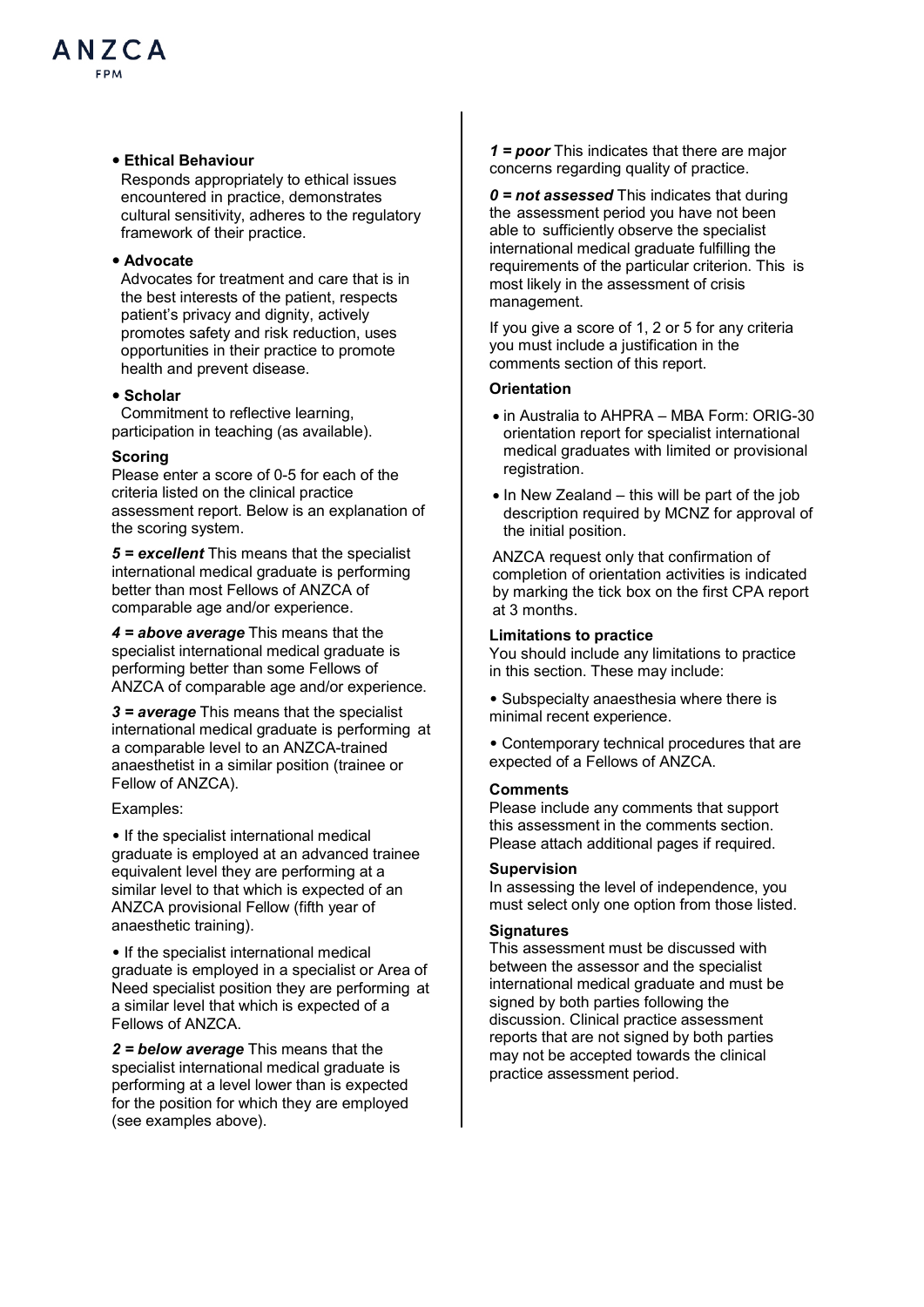- **Ethical Behaviour**
  Responds appropriately to ethical issues encountered in practice, demonstrates cultural sensitivity, adheres to the regulatory framework of their practice.

- **Advocate**
  Advocates for treatment and care that is in the best interests of the patient, respects patient's privacy and dignity, actively promotes safety and risk reduction, uses opportunities in their practice to promote health and prevent disease.

- **Scholar**
  Commitment to reflective learning, participation in teaching (as available).

**Scoring**

Please enter a score of 0-5 for each of the criteria listed on the clinical practice assessment report. Below is an explanation of the scoring system.

***5 = excellent*** This means that the specialist international medical graduate is performing better than most Fellows of ANZCA of comparable age and/or experience.

***4 = above average*** This means that the specialist international medical graduate is performing better than some Fellows of ANZCA of comparable age and/or experience.

***3 = average*** This means that the specialist international medical graduate is performing at a comparable level to an ANZCA-trained anaesthetist in a similar position (trainee or Fellow of ANZCA).

Examples:

- If the specialist international medical graduate is employed at an advanced trainee equivalent level they are performing at a similar level to that which is expected of an ANZCA provisional Fellow (fifth year of anaesthetic training).

- If the specialist international medical graduate is employed in a specialist or Area of Need specialist position they are performing at a similar level that which is expected of a Fellows of ANZCA.

***2 = below average*** This means that the specialist international medical graduate is performing at a level lower than is expected for the position for which they are employed (see examples above).

***1 = poor*** This indicates that there are major concerns regarding quality of practice.

***0 = not assessed*** This indicates that during the assessment period you have not been able to sufficiently observe the specialist international medical graduate fulfilling the requirements of the particular criterion. This is most likely in the assessment of crisis management.

If you give a score of 1, 2 or 5 for any criteria you must include a justification in the comments section of this report.

**Orientation**

- in Australia to AHPRA – MBA Form: ORIG-30 orientation report for specialist international medical graduates with limited or provisional registration.
- In New Zealand – this will be part of the job description required by MCNZ for approval of the initial position.

ANZCA request only that confirmation of completion of orientation activities is indicated by marking the tick box on the first CPA report at 3 months.

**Limitations to practice**

You should include any limitations to practice in this section. These may include:

- Subspecialty anaesthesia where there is minimal recent experience.

- Contemporary technical procedures that are expected of a Fellows of ANZCA.

**Comments**

Please include any comments that support this assessment in the comments section. Please attach additional pages if required.

**Supervision**

In assessing the level of independence, you must select only one option from those listed.

**Signatures**

This assessment must be discussed with between the assessor and the specialist international medical graduate and must be signed by both parties following the discussion. Clinical practice assessment reports that are not signed by both parties may not be accepted towards the clinical practice assessment period.